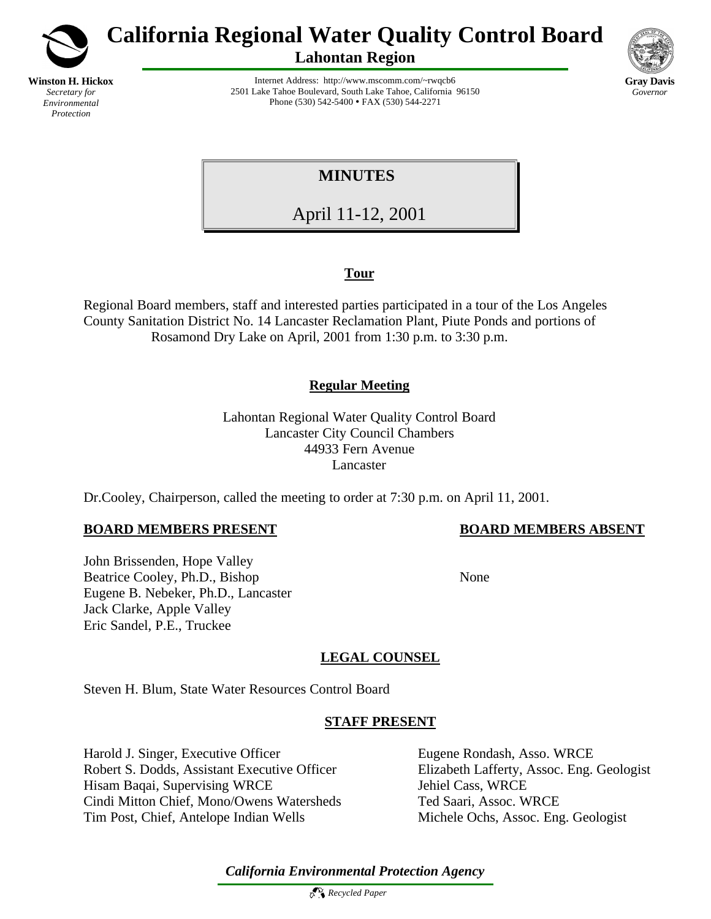# California Regional Water Quality Control Board

## Lahontan Region

**Winston H. Hickox**
*Secretary for Environmental Protection*

Internet Address: http://www.mscomm.com/~rwqcb6
2501 Lake Tahoe Boulevard, South Lake Tahoe, California 96150
Phone (530) 542-5400 • FAX (530) 544-2271

**Gray Davis**
*Governor*

# MINUTES

April 11-12, 2001

## Tour

Regional Board members, staff and interested parties participated in a tour of the Los Angeles County Sanitation District No. 14 Lancaster Reclamation Plant, Piute Ponds and portions of Rosamond Dry Lake on April, 2001 from 1:30 p.m. to 3:30 p.m.

## Regular Meeting

Lahontan Regional Water Quality Control Board
Lancaster City Council Chambers
44933 Fern Avenue
Lancaster

Dr.Cooley, Chairperson, called the meeting to order at 7:30 p.m. on April 11, 2001.

**BOARD MEMBERS PRESENT**

John Brissenden, Hope Valley
Beatrice Cooley, Ph.D., Bishop
Eugene B. Nebeker, Ph.D., Lancaster
Jack Clarke, Apple Valley
Eric Sandel, P.E., Truckee

**BOARD MEMBERS ABSENT**

None

**LEGAL COUNSEL**

Steven H. Blum, State Water Resources Control Board

**STAFF PRESENT**

Harold J. Singer, Executive Officer
Robert S. Dodds, Assistant Executive Officer
Hisam Baqai, Supervising WRCE
Cindi Mitton Chief, Mono/Owens Watersheds
Tim Post, Chief, Antelope Indian Wells
Eugene Rondash, Asso. WRCE
Elizabeth Lafferty, Assoc. Eng. Geologist
Jehiel Cass, WRCE
Ted Saari, Assoc. WRCE
Michele Ochs, Assoc. Eng. Geologist

*California Environmental Protection Agency*

*Recycled Paper*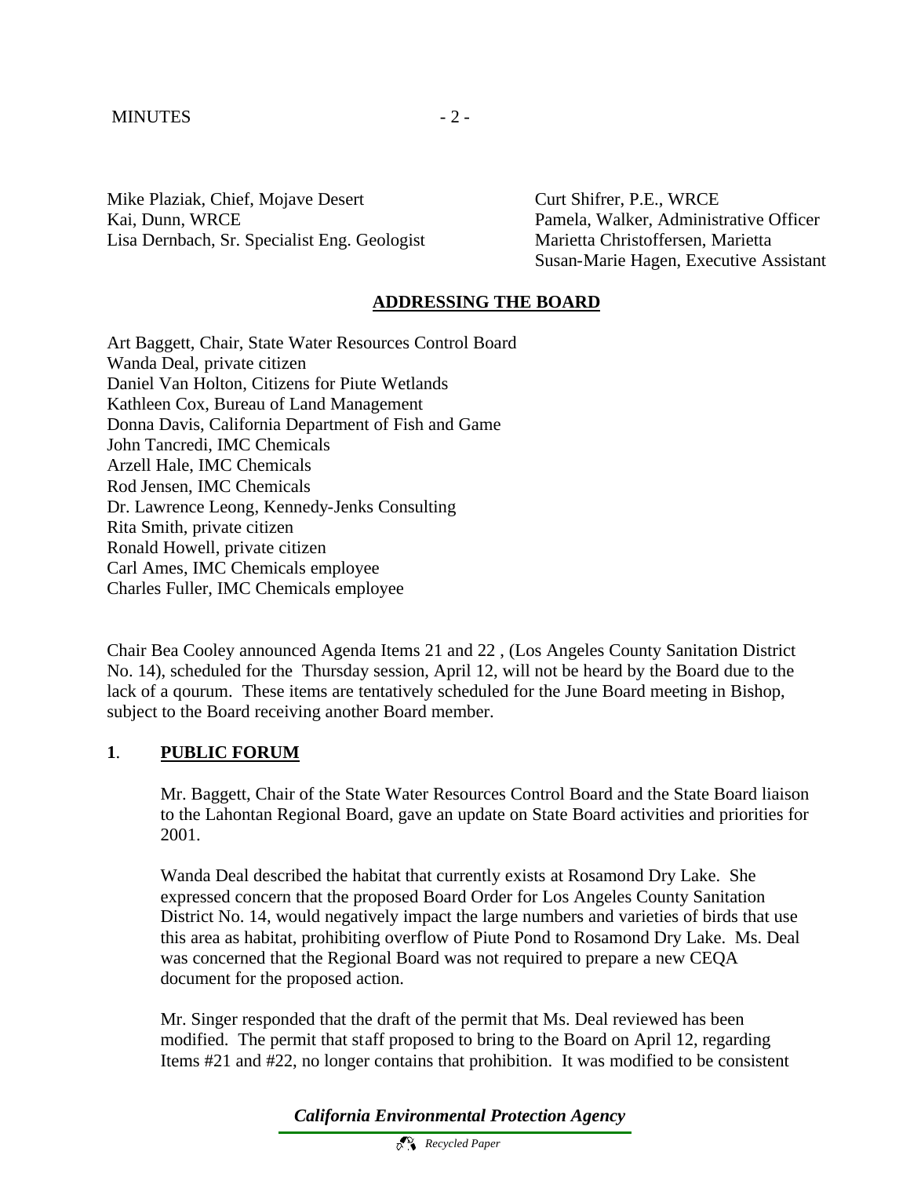Mike Plaziak, Chief, Mojave Desert
Kai, Dunn, WRCE
Lisa Dernbach, Sr. Specialist Eng. Geologist
Curt Shifrer, P.E., WRCE
Pamela, Walker, Administrative Officer
Marietta Christoffersen, Marietta
Susan-Marie Hagen, Executive Assistant

## ADDRESSING THE BOARD

Art Baggett, Chair, State Water Resources Control Board
Wanda Deal, private citizen
Daniel Van Holton, Citizens for Piute Wetlands
Kathleen Cox, Bureau of Land Management
Donna Davis, California Department of Fish and Game
John Tancredi, IMC Chemicals
Arzell Hale, IMC Chemicals
Rod Jensen, IMC Chemicals
Dr. Lawrence Leong, Kennedy-Jenks Consulting
Rita Smith, private citizen
Ronald Howell, private citizen
Carl Ames, IMC Chemicals employee
Charles Fuller, IMC Chemicals employee

Chair Bea Cooley announced Agenda Items 21 and 22 , (Los Angeles County Sanitation District No. 14), scheduled for the Thursday session, April 12, will not be heard by the Board due to the lack of a qourum. These items are tentatively scheduled for the June Board meeting in Bishop, subject to the Board receiving another Board member.

## 1. PUBLIC FORUM

Mr. Baggett, Chair of the State Water Resources Control Board and the State Board liaison to the Lahontan Regional Board, gave an update on State Board activities and priorities for 2001.

Wanda Deal described the habitat that currently exists at Rosamond Dry Lake. She expressed concern that the proposed Board Order for Los Angeles County Sanitation District No. 14, would negatively impact the large numbers and varieties of birds that use this area as habitat, prohibiting overflow of Piute Pond to Rosamond Dry Lake. Ms. Deal was concerned that the Regional Board was not required to prepare a new CEQA document for the proposed action.

Mr. Singer responded that the draft of the permit that Ms. Deal reviewed has been modified. The permit that staff proposed to bring to the Board on April 12, regarding Items #21 and #22, no longer contains that prohibition. It was modified to be consistent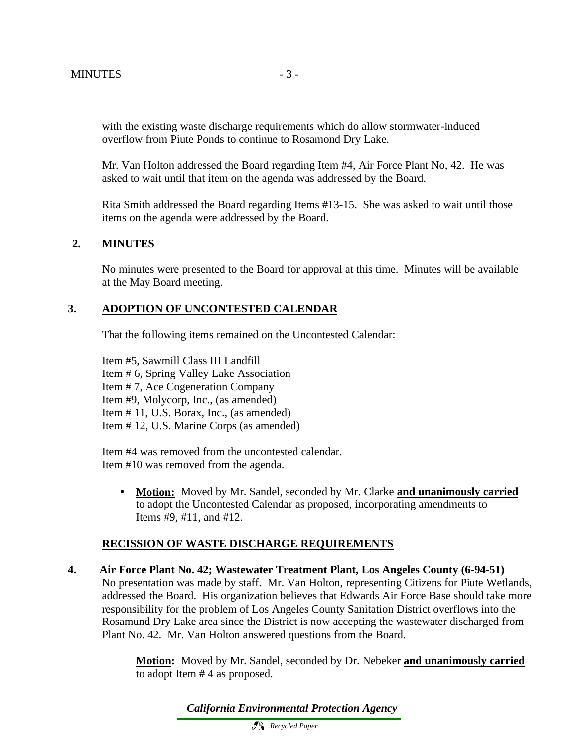with the existing waste discharge requirements which do allow stormwater-induced overflow from Piute Ponds to continue to Rosamond Dry Lake.

Mr. Van Holton addressed the Board regarding Item #4, Air Force Plant No, 42. He was asked to wait until that item on the agenda was addressed by the Board.

Rita Smith addressed the Board regarding Items #13-15. She was asked to wait until those items on the agenda were addressed by the Board.

## 2. MINUTES

No minutes were presented to the Board for approval at this time. Minutes will be available at the May Board meeting.

## 3. ADOPTION OF UNCONTESTED CALENDAR

That the following items remained on the Uncontested Calendar:

Item #5, Sawmill Class III Landfill
Item # 6, Spring Valley Lake Association
Item # 7, Ace Cogeneration Company
Item #9, Molycorp, Inc., (as amended)
Item # 11, U.S. Borax, Inc., (as amended)
Item # 12, U.S. Marine Corps (as amended)

Item #4 was removed from the uncontested calendar.
Item #10 was removed from the agenda.

- **Motion:** Moved by Mr. Sandel, seconded by Mr. Clarke **and unanimously carried** to adopt the Uncontested Calendar as proposed, incorporating amendments to Items #9, #11, and #12.

## RECISSION OF WASTE DISCHARGE REQUIREMENTS

**4. Air Force Plant No. 42; Wastewater Treatment Plant, Los Angeles County (6-94-51)**
No presentation was made by staff. Mr. Van Holton, representing Citizens for Piute Wetlands, addressed the Board. His organization believes that Edwards Air Force Base should take more responsibility for the problem of Los Angeles County Sanitation District overflows into the Rosamund Dry Lake area since the District is now accepting the wastewater discharged from Plant No. 42. Mr. Van Holton answered questions from the Board.

**Motion:** Moved by Mr. Sandel, seconded by Dr. Nebeker **and unanimously carried** to adopt Item # 4 as proposed.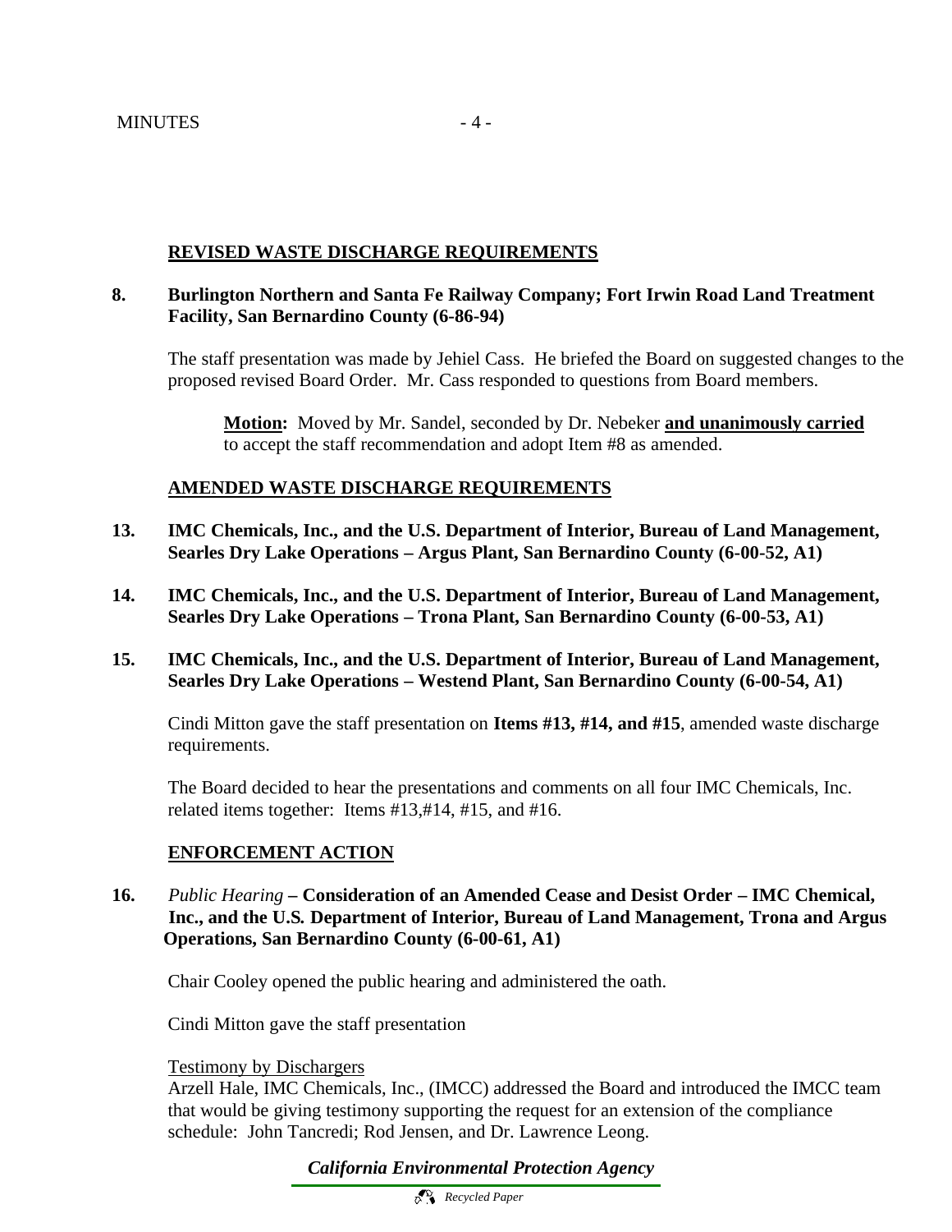## REVISED WASTE DISCHARGE REQUIREMENTS

**8. Burlington Northern and Santa Fe Railway Company; Fort Irwin Road Land Treatment Facility, San Bernardino County (6-86-94)**

The staff presentation was made by Jehiel Cass. He briefed the Board on suggested changes to the proposed revised Board Order. Mr. Cass responded to questions from Board members.

> **Motion:** Moved by Mr. Sandel, seconded by Dr. Nebeker **and unanimously carried** to accept the staff recommendation and adopt Item #8 as amended.

## AMENDED WASTE DISCHARGE REQUIREMENTS

**13. IMC Chemicals, Inc., and the U.S. Department of Interior, Bureau of Land Management, Searles Dry Lake Operations – Argus Plant, San Bernardino County (6-00-52, A1)**

**14. IMC Chemicals, Inc., and the U.S. Department of Interior, Bureau of Land Management, Searles Dry Lake Operations – Trona Plant, San Bernardino County (6-00-53, A1)**

**15. IMC Chemicals, Inc., and the U.S. Department of Interior, Bureau of Land Management, Searles Dry Lake Operations – Westend Plant, San Bernardino County (6-00-54, A1)**

Cindi Mitton gave the staff presentation on **Items #13, #14, and #15**, amended waste discharge requirements.

The Board decided to hear the presentations and comments on all four IMC Chemicals, Inc. related items together: Items #13,#14, #15, and #16.

## ENFORCEMENT ACTION

**16.** *Public Hearing* **– Consideration of an Amended Cease and Desist Order – IMC Chemical, Inc., and the U.S. Department of Interior, Bureau of Land Management, Trona and Argus Operations, San Bernardino County (6-00-61, A1)**

Chair Cooley opened the public hearing and administered the oath.

Cindi Mitton gave the staff presentation

Testimony by Dischargers

Arzell Hale, IMC Chemicals, Inc., (IMCC) addressed the Board and introduced the IMCC team that would be giving testimony supporting the request for an extension of the compliance schedule: John Tancredi; Rod Jensen, and Dr. Lawrence Leong.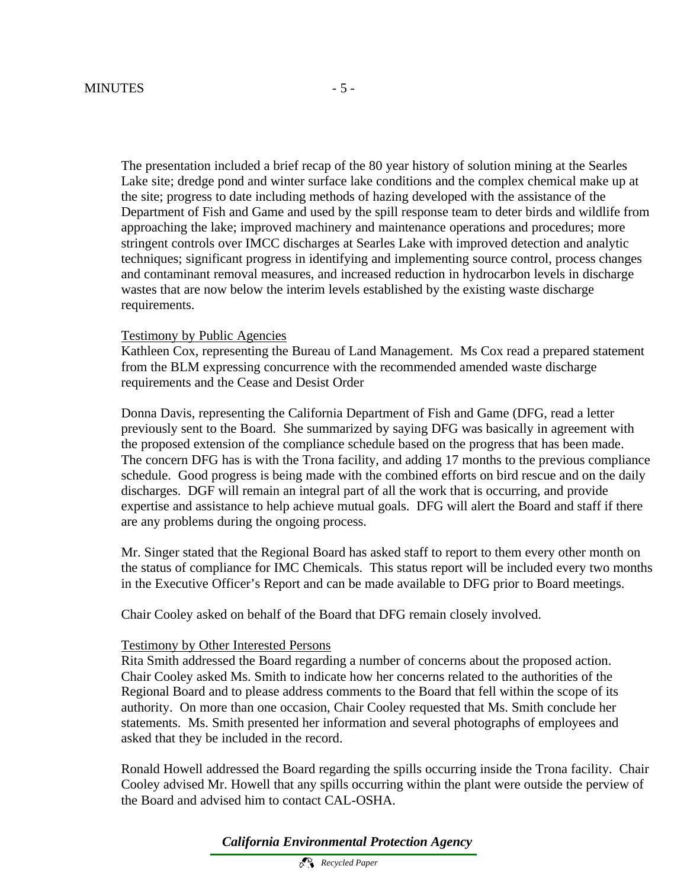The presentation included a brief recap of the 80 year history of solution mining at the Searles Lake site; dredge pond and winter surface lake conditions and the complex chemical make up at the site; progress to date including methods of hazing developed with the assistance of the Department of Fish and Game and used by the spill response team to deter birds and wildlife from approaching the lake; improved machinery and maintenance operations and procedures; more stringent controls over IMCC discharges at Searles Lake with improved detection and analytic techniques; significant progress in identifying and implementing source control, process changes and contaminant removal measures, and increased reduction in hydrocarbon levels in discharge wastes that are now below the interim levels established by the existing waste discharge requirements.

Testimony by Public Agencies

Kathleen Cox, representing the Bureau of Land Management. Ms Cox read a prepared statement from the BLM expressing concurrence with the recommended amended waste discharge requirements and the Cease and Desist Order

Donna Davis, representing the California Department of Fish and Game (DFG, read a letter previously sent to the Board. She summarized by saying DFG was basically in agreement with the proposed extension of the compliance schedule based on the progress that has been made. The concern DFG has is with the Trona facility, and adding 17 months to the previous compliance schedule. Good progress is being made with the combined efforts on bird rescue and on the daily discharges. DGF will remain an integral part of all the work that is occurring, and provide expertise and assistance to help achieve mutual goals. DFG will alert the Board and staff if there are any problems during the ongoing process.

Mr. Singer stated that the Regional Board has asked staff to report to them every other month on the status of compliance for IMC Chemicals. This status report will be included every two months in the Executive Officer's Report and can be made available to DFG prior to Board meetings.

Chair Cooley asked on behalf of the Board that DFG remain closely involved.

Testimony by Other Interested Persons

Rita Smith addressed the Board regarding a number of concerns about the proposed action. Chair Cooley asked Ms. Smith to indicate how her concerns related to the authorities of the Regional Board and to please address comments to the Board that fell within the scope of its authority. On more than one occasion, Chair Cooley requested that Ms. Smith conclude her statements. Ms. Smith presented her information and several photographs of employees and asked that they be included in the record.

Ronald Howell addressed the Board regarding the spills occurring inside the Trona facility. Chair Cooley advised Mr. Howell that any spills occurring within the plant were outside the perview of the Board and advised him to contact CAL-OSHA.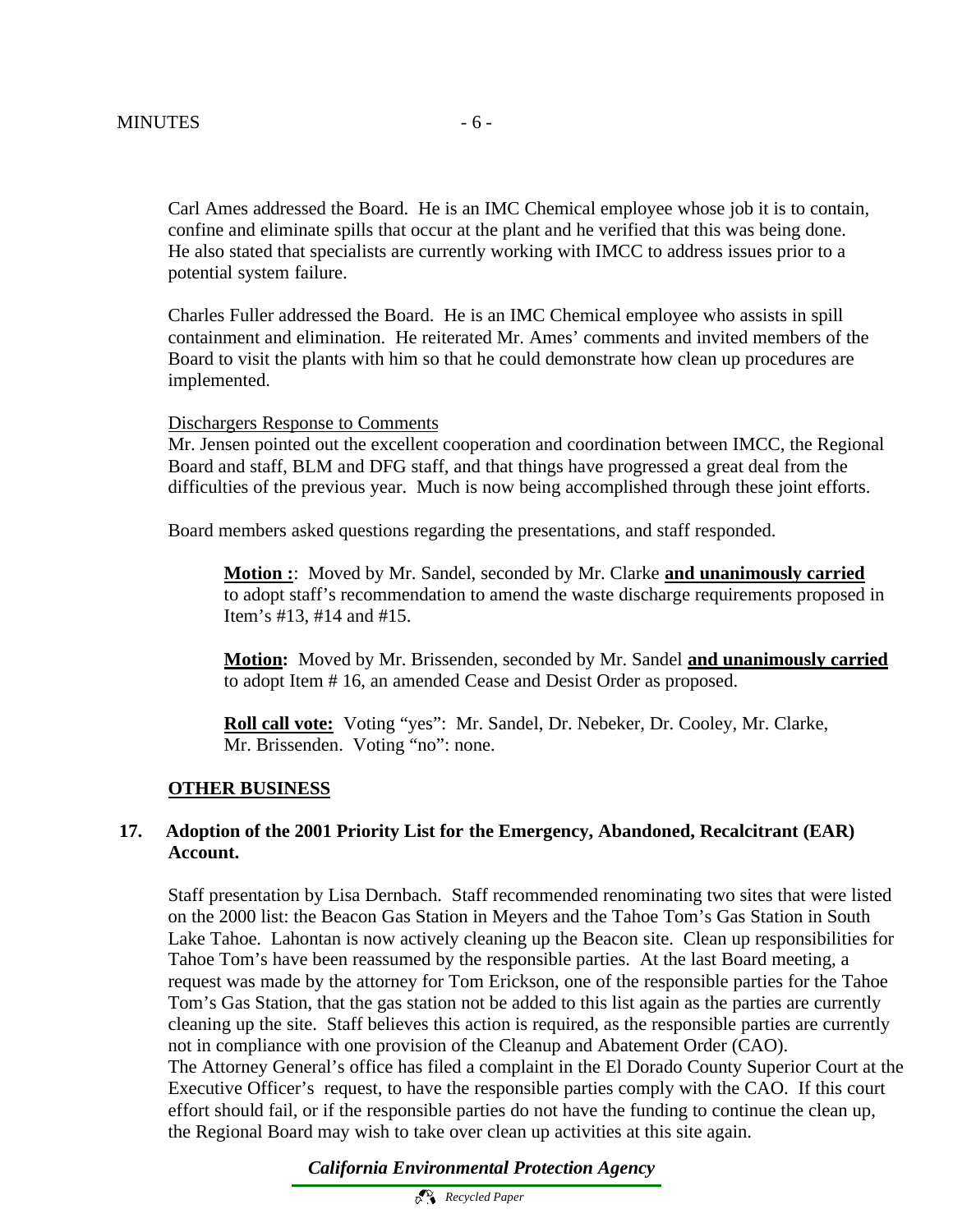Carl Ames addressed the Board. He is an IMC Chemical employee whose job it is to contain, confine and eliminate spills that occur at the plant and he verified that this was being done. He also stated that specialists are currently working with IMCC to address issues prior to a potential system failure.

Charles Fuller addressed the Board. He is an IMC Chemical employee who assists in spill containment and elimination. He reiterated Mr. Ames' comments and invited members of the Board to visit the plants with him so that he could demonstrate how clean up procedures are implemented.

Dischargers Response to Comments

Mr. Jensen pointed out the excellent cooperation and coordination between IMCC, the Regional Board and staff, BLM and DFG staff, and that things have progressed a great deal from the difficulties of the previous year. Much is now being accomplished through these joint efforts.

Board members asked questions regarding the presentations, and staff responded.

> **Motion :**: Moved by Mr. Sandel, seconded by Mr. Clarke **and unanimously carried** to adopt staff's recommendation to amend the waste discharge requirements proposed in Item's #13, #14 and #15.
>
> **Motion:** Moved by Mr. Brissenden, seconded by Mr. Sandel **and unanimously carried** to adopt Item # 16, an amended Cease and Desist Order as proposed.
>
> **Roll call vote:** Voting "yes": Mr. Sandel, Dr. Nebeker, Dr. Cooley, Mr. Clarke, Mr. Brissenden. Voting "no": none.

## OTHER BUSINESS

**17. Adoption of the 2001 Priority List for the Emergency, Abandoned, Recalcitrant (EAR) Account.**

Staff presentation by Lisa Dernbach. Staff recommended renominating two sites that were listed on the 2000 list: the Beacon Gas Station in Meyers and the Tahoe Tom's Gas Station in South Lake Tahoe. Lahontan is now actively cleaning up the Beacon site. Clean up responsibilities for Tahoe Tom's have been reassumed by the responsible parties. At the last Board meeting, a request was made by the attorney for Tom Erickson, one of the responsible parties for the Tahoe Tom's Gas Station, that the gas station not be added to this list again as the parties are currently cleaning up the site. Staff believes this action is required, as the responsible parties are currently not in compliance with one provision of the Cleanup and Abatement Order (CAO).
The Attorney General's office has filed a complaint in the El Dorado County Superior Court at the Executive Officer's request, to have the responsible parties comply with the CAO. If this court effort should fail, or if the responsible parties do not have the funding to continue the clean up, the Regional Board may wish to take over clean up activities at this site again.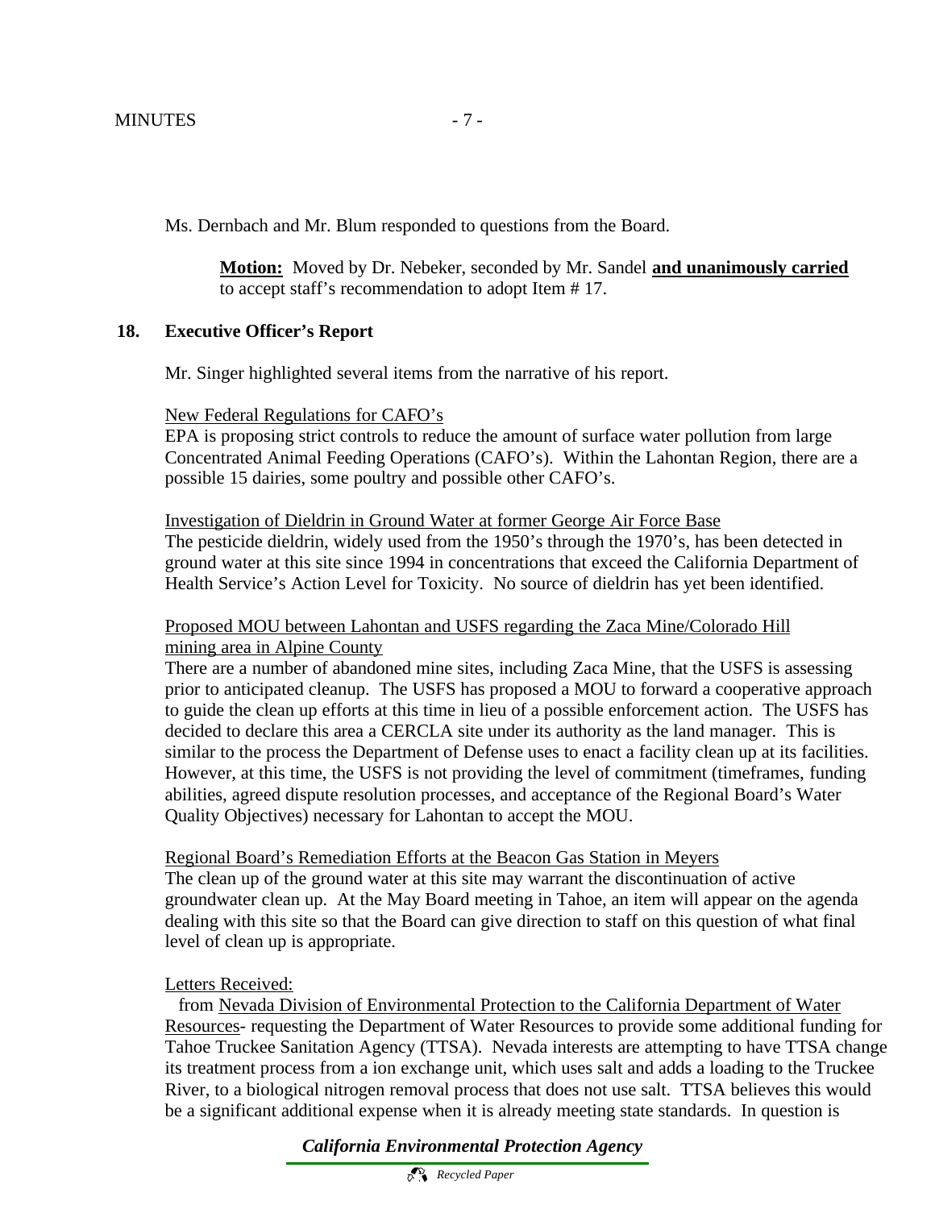Ms. Dernbach and Mr. Blum responded to questions from the Board.

> **Motion:** Moved by Dr. Nebeker, seconded by Mr. Sandel **and unanimously carried** to accept staff's recommendation to adopt Item # 17.

## 18. Executive Officer's Report

Mr. Singer highlighted several items from the narrative of his report.

New Federal Regulations for CAFO's
EPA is proposing strict controls to reduce the amount of surface water pollution from large Concentrated Animal Feeding Operations (CAFO's). Within the Lahontan Region, there are a possible 15 dairies, some poultry and possible other CAFO's.

Investigation of Dieldrin in Ground Water at former George Air Force Base
The pesticide dieldrin, widely used from the 1950's through the 1970's, has been detected in ground water at this site since 1994 in concentrations that exceed the California Department of Health Service's Action Level for Toxicity. No source of dieldrin has yet been identified.

Proposed MOU between Lahontan and USFS regarding the Zaca Mine/Colorado Hill mining area in Alpine County
There are a number of abandoned mine sites, including Zaca Mine, that the USFS is assessing prior to anticipated cleanup. The USFS has proposed a MOU to forward a cooperative approach to guide the clean up efforts at this time in lieu of a possible enforcement action. The USFS has decided to declare this area a CERCLA site under its authority as the land manager. This is similar to the process the Department of Defense uses to enact a facility clean up at its facilities. However, at this time, the USFS is not providing the level of commitment (timeframes, funding abilities, agreed dispute resolution processes, and acceptance of the Regional Board's Water Quality Objectives) necessary for Lahontan to accept the MOU.

Regional Board's Remediation Efforts at the Beacon Gas Station in Meyers
The clean up of the ground water at this site may warrant the discontinuation of active groundwater clean up. At the May Board meeting in Tahoe, an item will appear on the agenda dealing with this site so that the Board can give direction to staff on this question of what final level of clean up is appropriate.

Letters Received:
from Nevada Division of Environmental Protection to the California Department of Water Resources- requesting the Department of Water Resources to provide some additional funding for Tahoe Truckee Sanitation Agency (TTSA). Nevada interests are attempting to have TTSA change its treatment process from a ion exchange unit, which uses salt and adds a loading to the Truckee River, to a biological nitrogen removal process that does not use salt. TTSA believes this would be a significant additional expense when it is already meeting state standards. In question is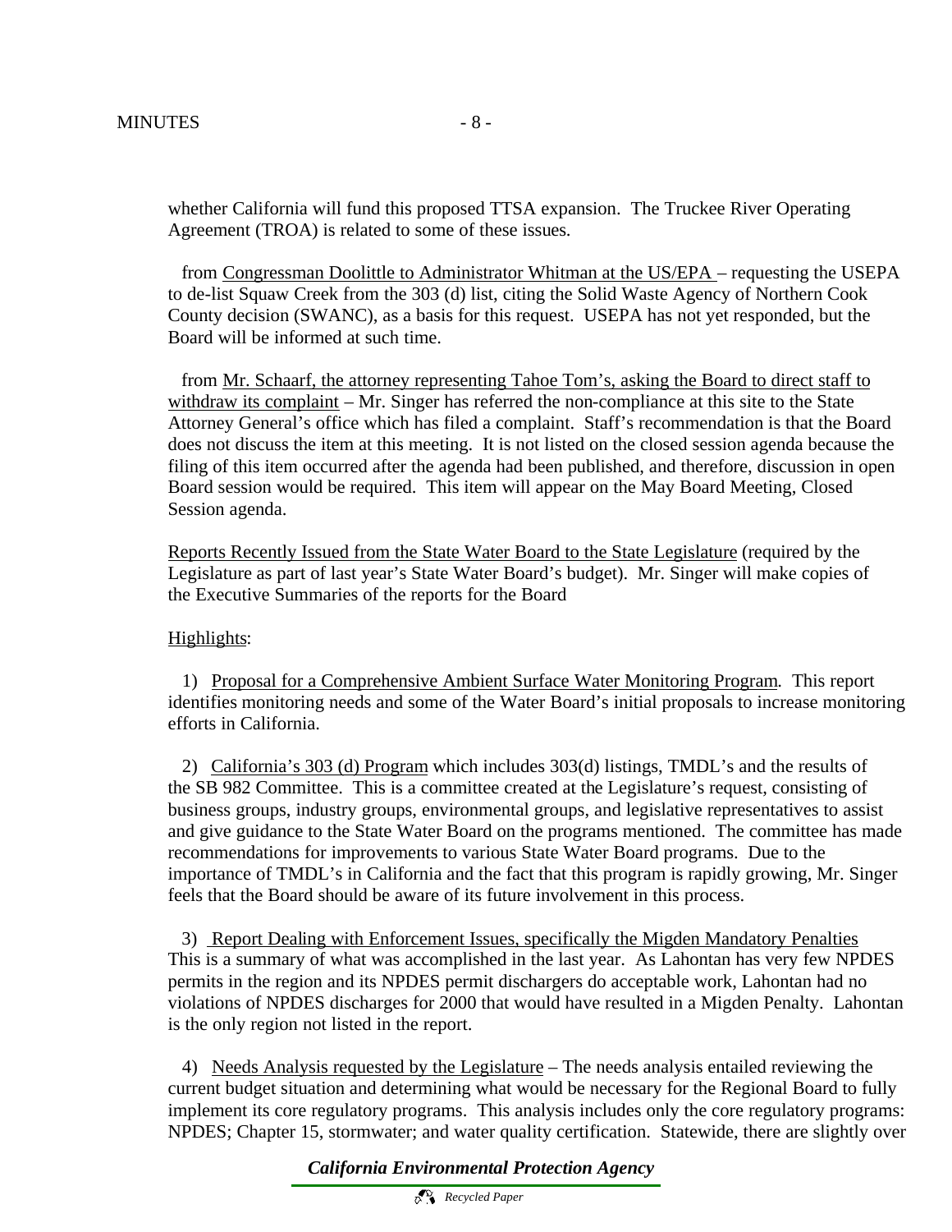whether California will fund this proposed TTSA expansion. The Truckee River Operating Agreement (TROA) is related to some of these issues.

from <u>Congressman Doolittle to Administrator Whitman at the US/EPA</u> – requesting the USEPA to de-list Squaw Creek from the 303 (d) list, citing the Solid Waste Agency of Northern Cook County decision (SWANC), as a basis for this request. USEPA has not yet responded, but the Board will be informed at such time.

from <u>Mr. Schaarf, the attorney representing Tahoe Tom's, asking the Board to direct staff to withdraw its complaint</u> – Mr. Singer has referred the non-compliance at this site to the State Attorney General's office which has filed a complaint. Staff's recommendation is that the Board does not discuss the item at this meeting. It is not listed on the closed session agenda because the filing of this item occurred after the agenda had been published, and therefore, discussion in open Board session would be required. This item will appear on the May Board Meeting, Closed Session agenda.

<u>Reports Recently Issued from the State Water Board to the State Legislature</u> (required by the Legislature as part of last year's State Water Board's budget). Mr. Singer will make copies of the Executive Summaries of the reports for the Board

<u>Highlights</u>:

1) <u>Proposal for a Comprehensive Ambient Surface Water Monitoring Program</u>. This report identifies monitoring needs and some of the Water Board's initial proposals to increase monitoring efforts in California.

2) <u>California's 303 (d) Program</u> which includes 303(d) listings, TMDL's and the results of the SB 982 Committee. This is a committee created at the Legislature's request, consisting of business groups, industry groups, environmental groups, and legislative representatives to assist and give guidance to the State Water Board on the programs mentioned. The committee has made recommendations for improvements to various State Water Board programs. Due to the importance of TMDL's in California and the fact that this program is rapidly growing, Mr. Singer feels that the Board should be aware of its future involvement in this process.

3) <u>Report Dealing with Enforcement Issues, specifically the Migden Mandatory Penalties</u> This is a summary of what was accomplished in the last year. As Lahontan has very few NPDES permits in the region and its NPDES permit dischargers do acceptable work, Lahontan had no violations of NPDES discharges for 2000 that would have resulted in a Migden Penalty. Lahontan is the only region not listed in the report.

4) <u>Needs Analysis requested by the Legislature</u> – The needs analysis entailed reviewing the current budget situation and determining what would be necessary for the Regional Board to fully implement its core regulatory programs. This analysis includes only the core regulatory programs: NPDES; Chapter 15, stormwater; and water quality certification. Statewide, there are slightly over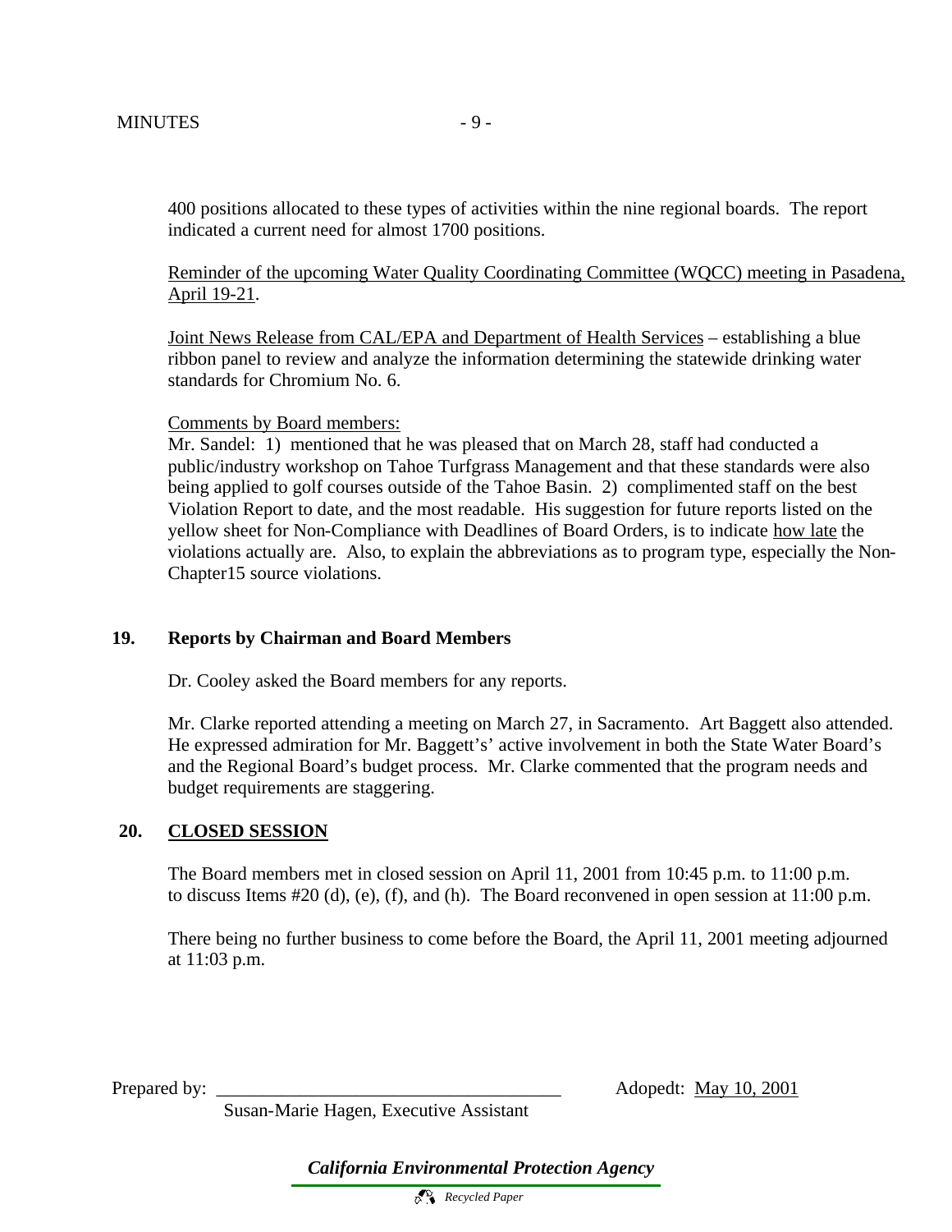400 positions allocated to these types of activities within the nine regional boards. The report indicated a current need for almost 1700 positions.

Reminder of the upcoming Water Quality Coordinating Committee (WQCC) meeting in Pasadena, April 19-21.

Joint News Release from CAL/EPA and Department of Health Services – establishing a blue ribbon panel to review and analyze the information determining the statewide drinking water standards for Chromium No. 6.

Comments by Board members:
Mr. Sandel: 1) mentioned that he was pleased that on March 28, staff had conducted a public/industry workshop on Tahoe Turfgrass Management and that these standards were also being applied to golf courses outside of the Tahoe Basin. 2) complimented staff on the best Violation Report to date, and the most readable. His suggestion for future reports listed on the yellow sheet for Non-Compliance with Deadlines of Board Orders, is to indicate how late the violations actually are. Also, to explain the abbreviations as to program type, especially the Non-Chapter15 source violations.

**19. Reports by Chairman and Board Members**

Dr. Cooley asked the Board members for any reports.

Mr. Clarke reported attending a meeting on March 27, in Sacramento. Art Baggett also attended. He expressed admiration for Mr. Baggett's' active involvement in both the State Water Board's and the Regional Board's budget process. Mr. Clarke commented that the program needs and budget requirements are staggering.

**20. CLOSED SESSION**

The Board members met in closed session on April 11, 2001 from 10:45 p.m. to 11:00 p.m. to discuss Items #20 (d), (e), (f), and (h). The Board reconvened in open session at 11:00 p.m.

There being no further business to come before the Board, the April 11, 2001 meeting adjourned at 11:03 p.m.

Prepared by: ___________________________________ Adopedt: May 10, 2001

Susan-Marie Hagen, Executive Assistant

*California Environmental Protection Agency*

*Recycled Paper*